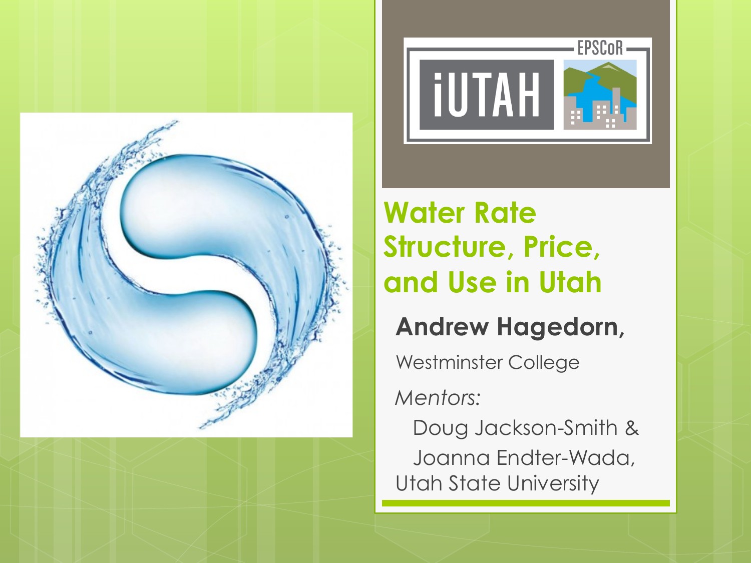# Water Rate Structure, Price, and Use in Utah

**Andrew Hagedorn,**

Westminster College

*Mentors:*

Doug Jackson-Smith &

Joanna Endter-Wada,

Utah State University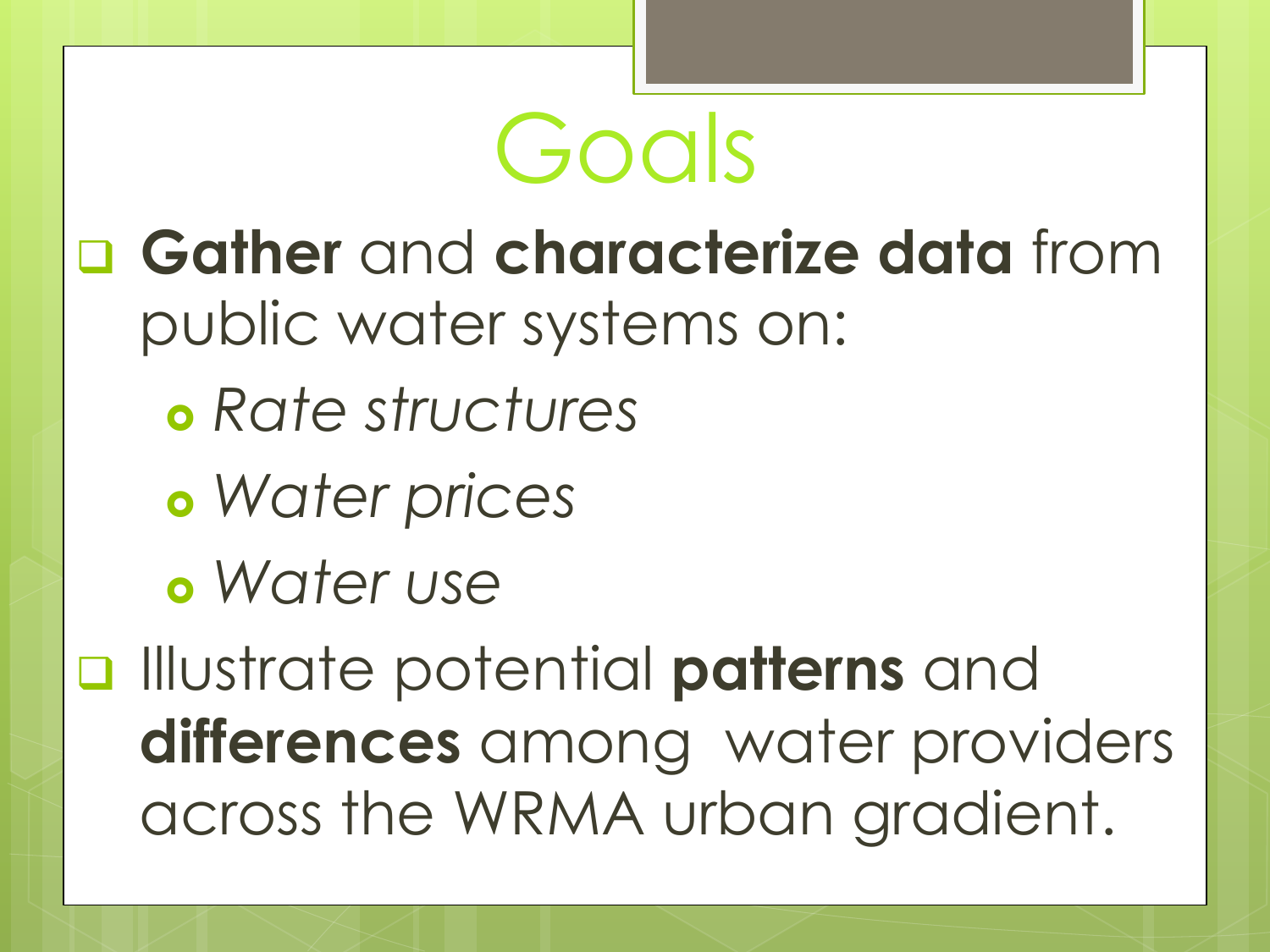# Goals

- **Gather** and **characterize data** from public water systems on:
  - *Rate structures*
  - *Water prices*
  - *Water use*
- Illustrate potential **patterns** and **differences** among water providers across the WRMA urban gradient.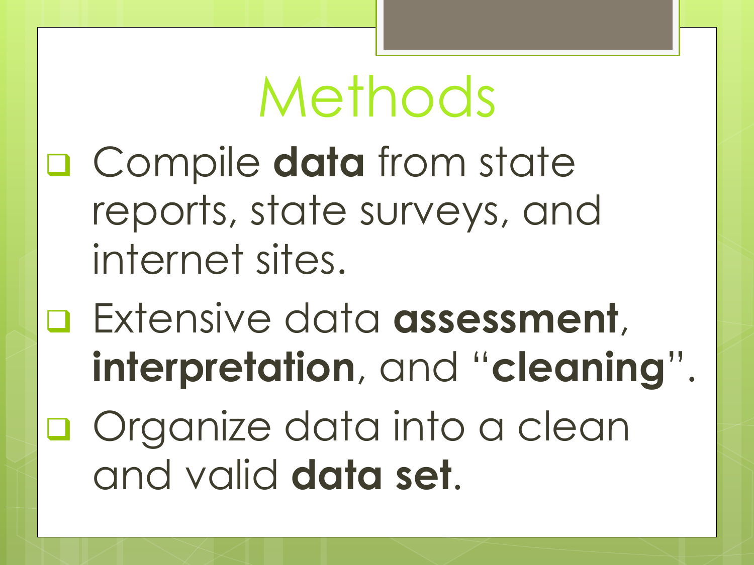# Methods

- Compile **data** from state reports, state surveys, and internet sites.
- Extensive data **assessment**, **interpretation**, and "**cleaning**".
- Organize data into a clean and valid **data set**.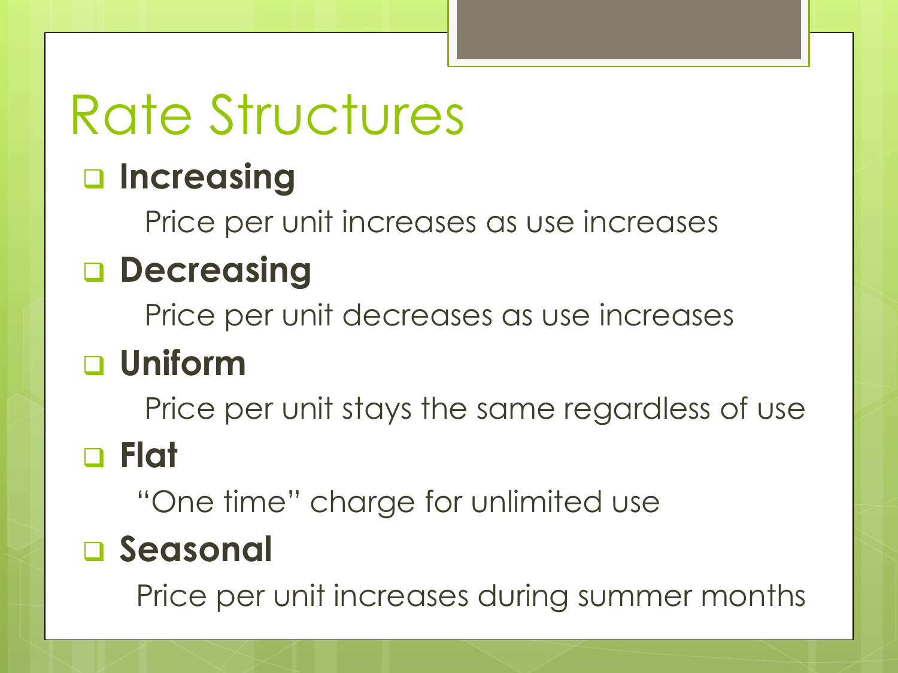# Rate Structures

- **Increasing**

  Price per unit increases as use increases

- **Decreasing**

  Price per unit decreases as use increases

- **Uniform**

  Price per unit stays the same regardless of use

- **Flat**

  "One time" charge for unlimited use

- **Seasonal**

  Price per unit increases during summer months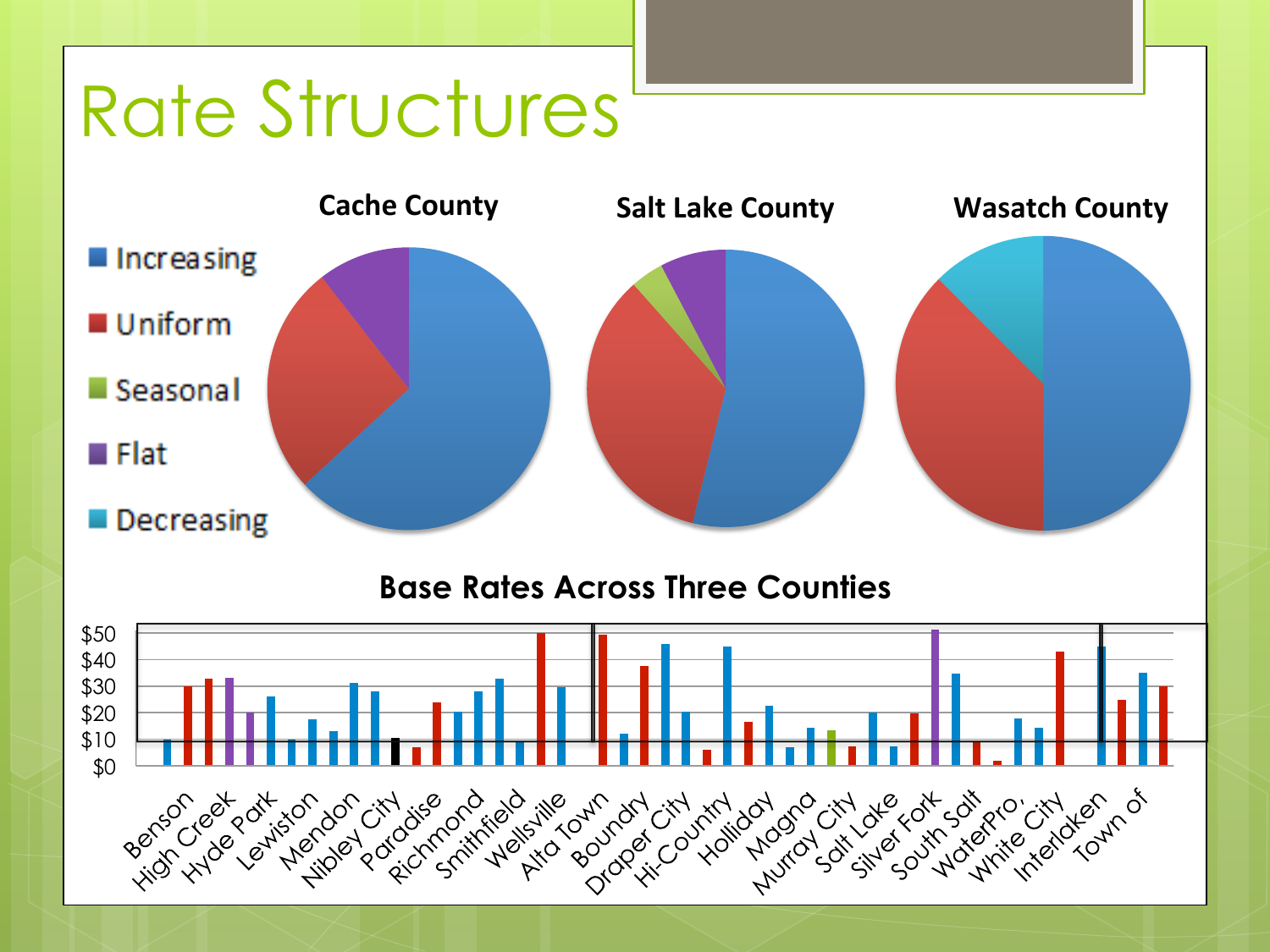# Rate Structures

**Cache County**

**Salt Lake County**

**Wasatch County**

- Increasing
- Uniform
- Seasonal
- Flat
- Decreasing

**Base Rates Across Three Counties**

$50
$40
$30
$20
$10
$0

Benson, High Creek, Hyde Park, Lewiston, Mendon, Nibley City, Paradise, Richmond, Smithfield, Wellsville, Alta Town, Boundry, Draper City, Hi-Country, Holliday, Magna, Murray City, Salt Lake, Silver Fork, South Salt, WaterPro, White City, Interlaken, Town of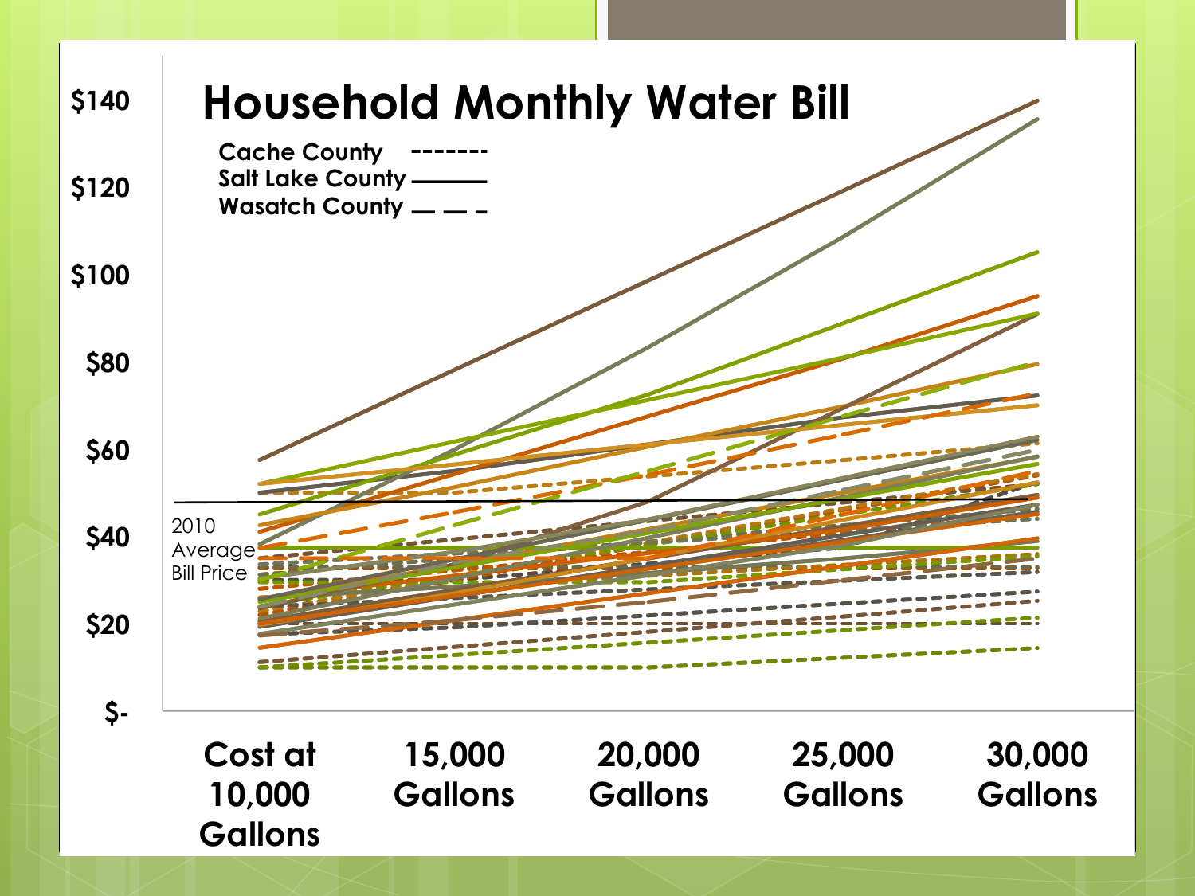# Household Monthly Water Bill

Cache County -------
Salt Lake County ———
Wasatch County — — -

$140
$120
$100
$80
$60
$40
$20
$-

2010 Average Bill Price

Cost at 10,000 Gallons | 15,000 Gallons | 20,000 Gallons | 25,000 Gallons | 30,000 Gallons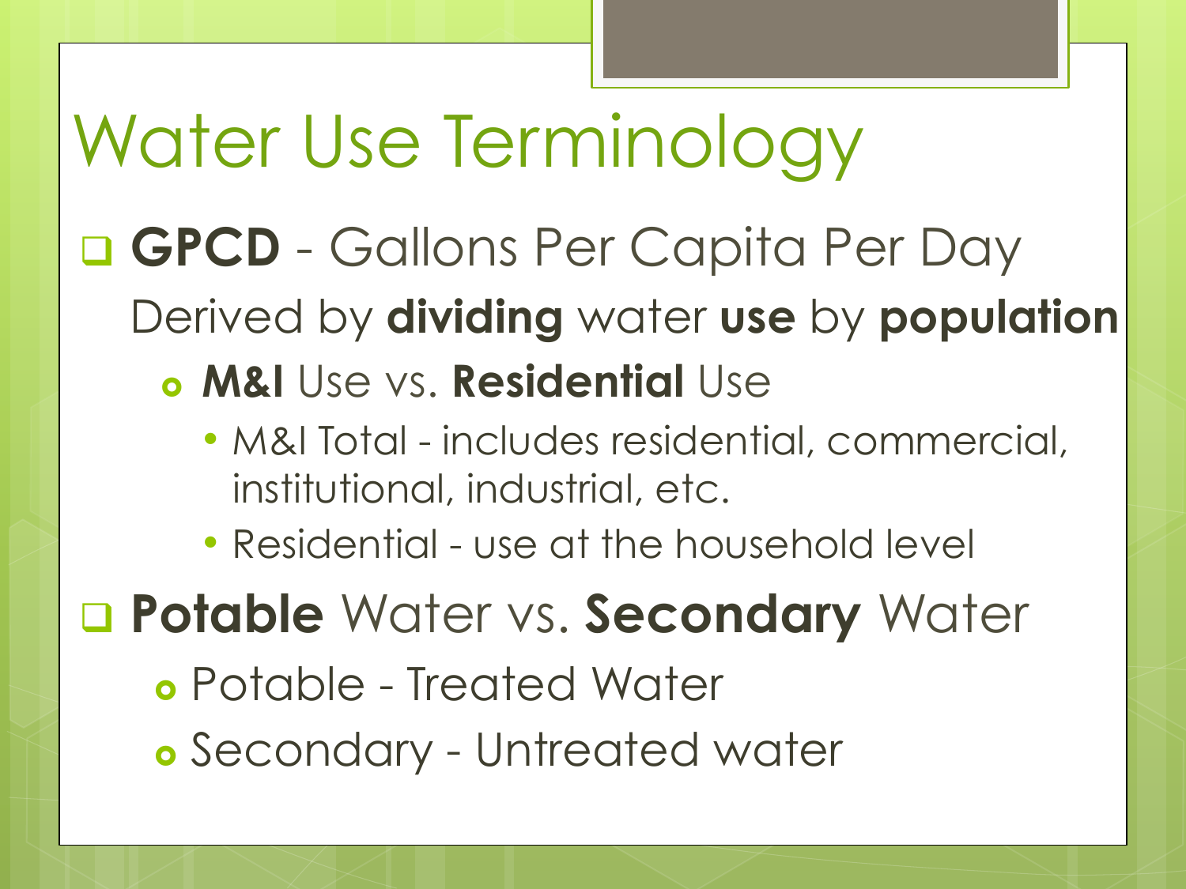# Water Use Terminology

- **GPCD** - Gallons Per Capita Per Day

  Derived by **dividing** water **use** by **population**

  - **M&I** Use vs. **Residential** Use
    - M&I Total - includes residential, commercial, institutional, industrial, etc.
    - Residential - use at the household level

- **Potable** Water vs. **Secondary** Water
  - Potable - Treated Water
  - Secondary - Untreated water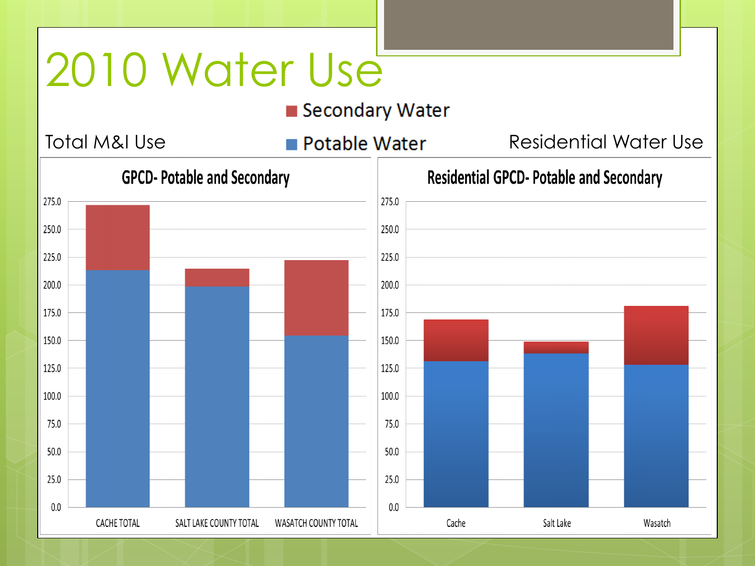# 2010 Water Use

Total M&I Use

Residential Water Use

■ Secondary Water

■ Potable Water

**GPCD- Potable and Secondary**

**Residential GPCD- Potable and Secondary**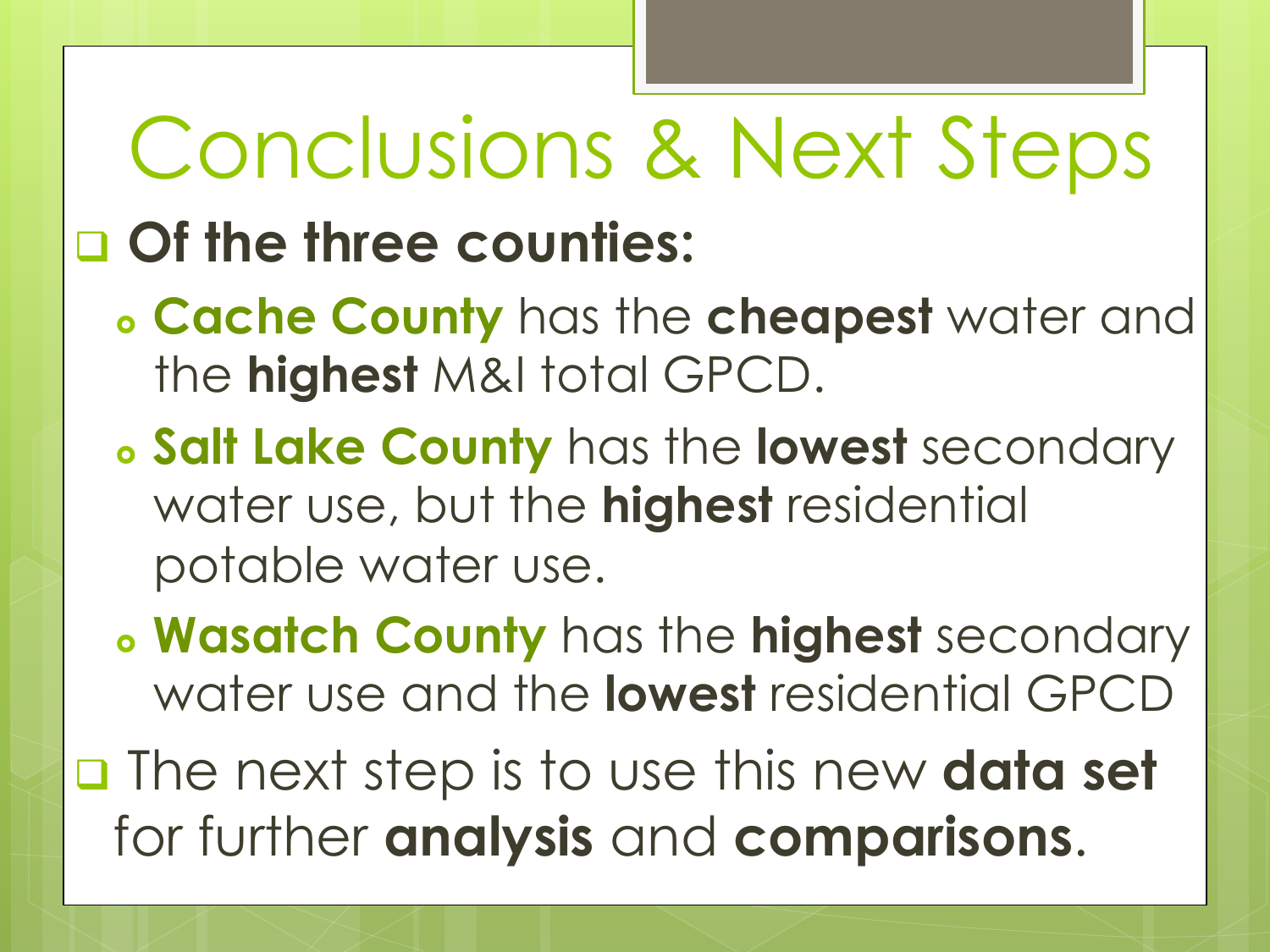# Conclusions & Next Steps

- **Of the three counties:**
  - **Cache County** has the **cheapest** water and the **highest** M&I total GPCD.
  - **Salt Lake County** has the **lowest** secondary water use, but the **highest** residential potable water use.
  - **Wasatch County** has the **highest** secondary water use and the **lowest** residential GPCD
- The next step is to use this new **data set** for further **analysis** and **comparisons**.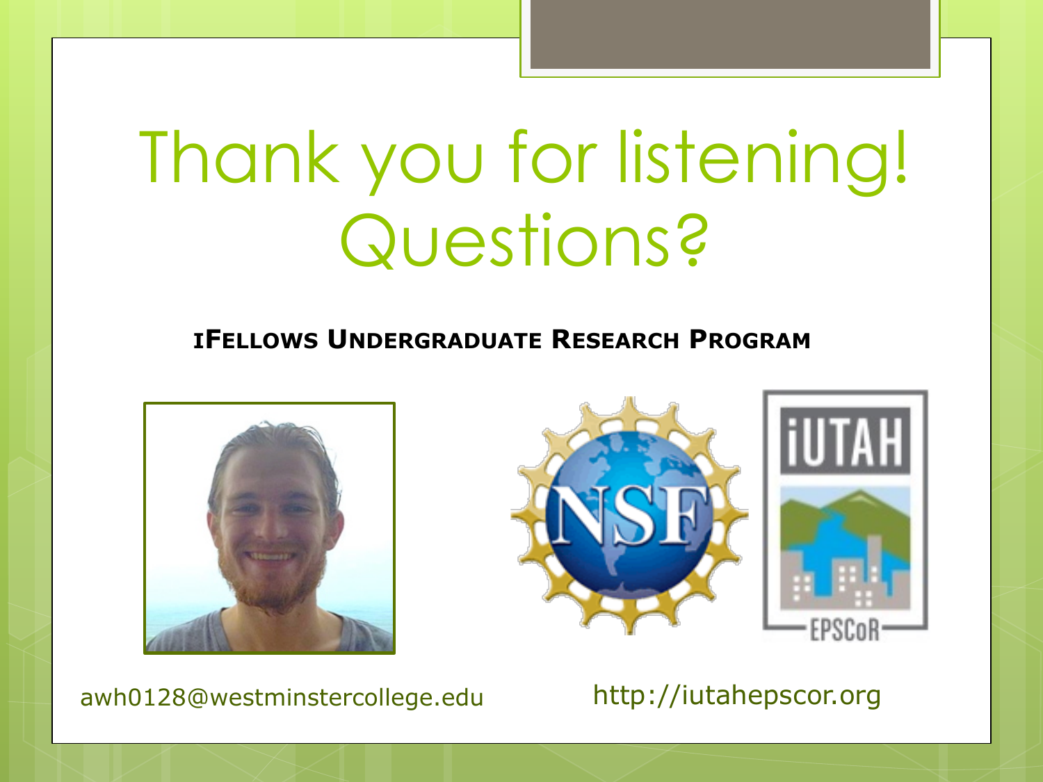# Thank you for listening! Questions?

**iFellows Undergraduate Research Program**

awh0128@westminstercollege.edu

http://iutahepscor.org